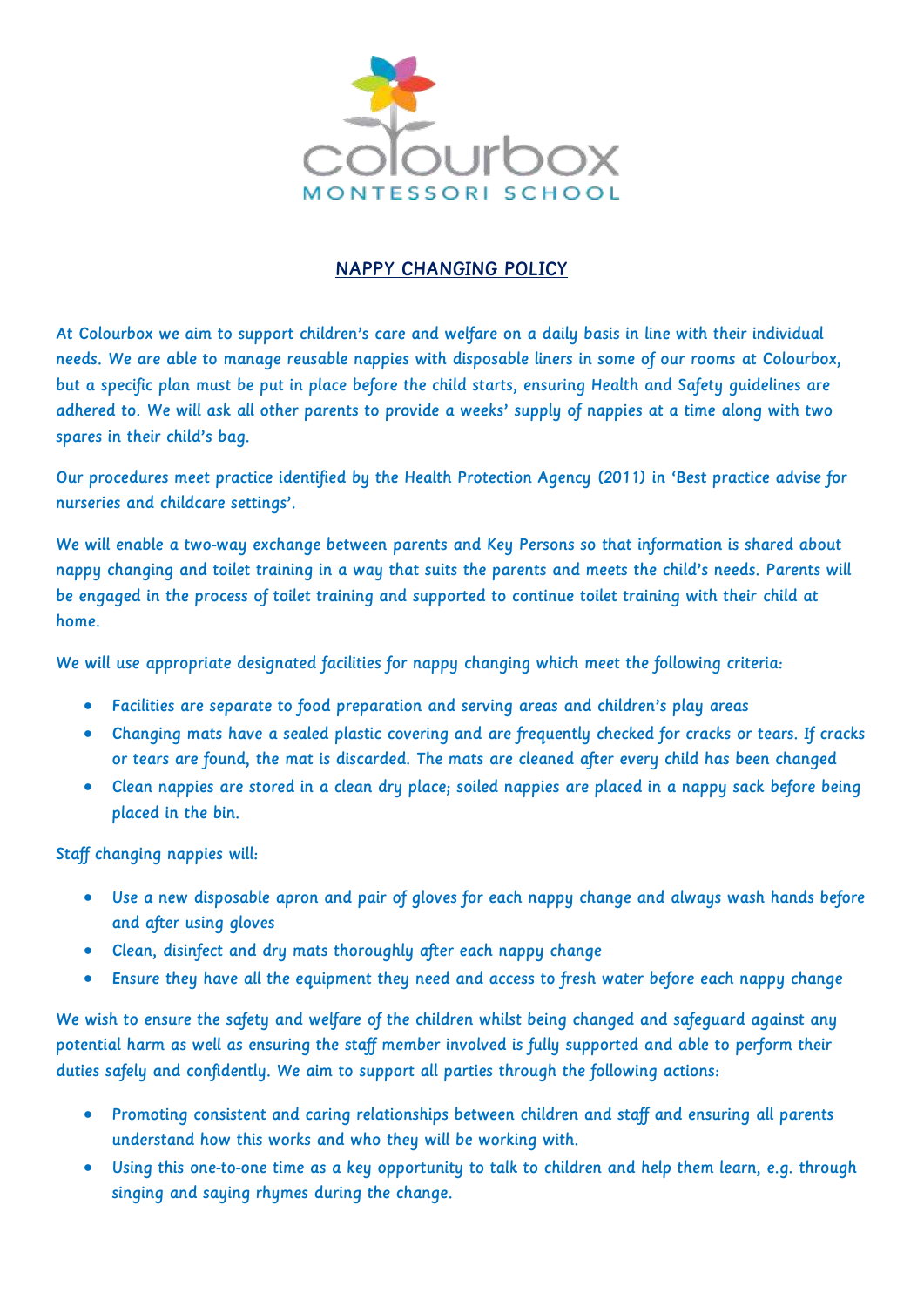colourbox
MONTESSORI SCHOOL

# NAPPY CHANGING POLICY

At Colourbox we aim to support children's care and welfare on a daily basis in line with their individual needs. We are able to manage reusable nappies with disposable liners in some of our rooms at Colourbox, but a specific plan must be put in place before the child starts, ensuring Health and Safety guidelines are adhered to. We will ask all other parents to provide a weeks' supply of nappies at a time along with two spares in their child's bag.

Our procedures meet practice identified by the Health Protection Agency (2011) in 'Best practice advise for nurseries and childcare settings'.

We will enable a two-way exchange between parents and Key Persons so that information is shared about nappy changing and toilet training in a way that suits the parents and meets the child's needs. Parents will be engaged in the process of toilet training and supported to continue toilet training with their child at home.

We will use appropriate designated facilities for nappy changing which meet the following criteria:

- Facilities are separate to food preparation and serving areas and children's play areas
- Changing mats have a sealed plastic covering and are frequently checked for cracks or tears. If cracks or tears are found, the mat is discarded. The mats are cleaned after every child has been changed
- Clean nappies are stored in a clean dry place; soiled nappies are placed in a nappy sack before being placed in the bin.

Staff changing nappies will:

- Use a new disposable apron and pair of gloves for each nappy change and always wash hands before and after using gloves
- Clean, disinfect and dry mats thoroughly after each nappy change
- Ensure they have all the equipment they need and access to fresh water before each nappy change

We wish to ensure the safety and welfare of the children whilst being changed and safeguard against any potential harm as well as ensuring the staff member involved is fully supported and able to perform their duties safely and confidently. We aim to support all parties through the following actions:

- Promoting consistent and caring relationships between children and staff and ensuring all parents understand how this works and who they will be working with.
- Using this one-to-one time as a key opportunity to talk to children and help them learn, e.g. through singing and saying rhymes during the change.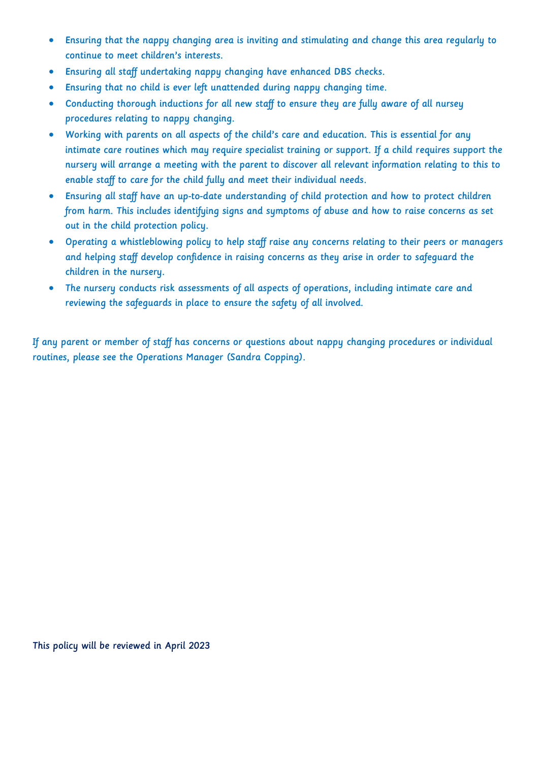- Ensuring that the nappy changing area is inviting and stimulating and change this area regularly to continue to meet children's interests.
- Ensuring all staff undertaking nappy changing have enhanced DBS checks.
- Ensuring that no child is ever left unattended during nappy changing time.
- Conducting thorough inductions for all new staff to ensure they are fully aware of all nursey procedures relating to nappy changing.
- Working with parents on all aspects of the child's care and education. This is essential for any intimate care routines which may require specialist training or support. If a child requires support the nursery will arrange a meeting with the parent to discover all relevant information relating to this to enable staff to care for the child fully and meet their individual needs.
- Ensuring all staff have an up-to-date understanding of child protection and how to protect children from harm. This includes identifying signs and symptoms of abuse and how to raise concerns as set out in the child protection policy.
- Operating a whistleblowing policy to help staff raise any concerns relating to their peers or managers and helping staff develop confidence in raising concerns as they arise in order to safeguard the children in the nursery.
- The nursery conducts risk assessments of all aspects of operations, including intimate care and reviewing the safeguards in place to ensure the safety of all involved.

If any parent or member of staff has concerns or questions about nappy changing procedures or individual routines, please see the Operations Manager (Sandra Copping).

This policy will be reviewed in April 2023